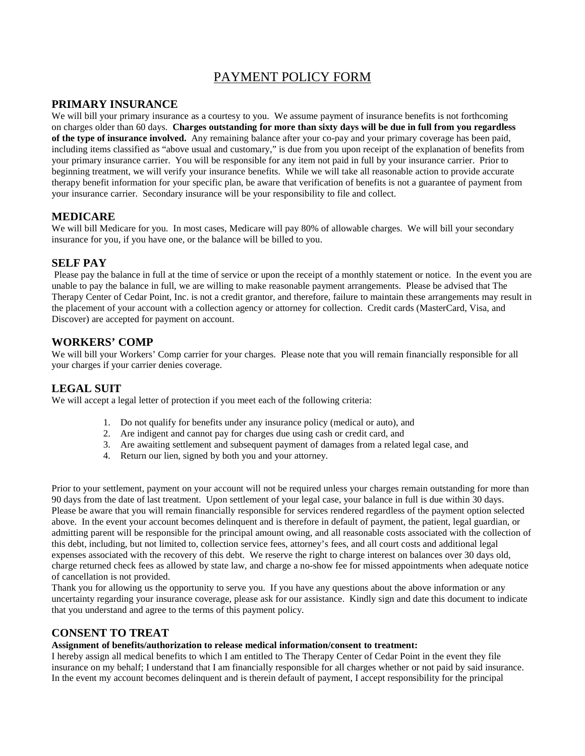# PAYMENT POLICY FORM

## PRIMARY INSURANCE

We will bill your primary insurance as a courtesy to you. We assume payment of insurance benefits is not forthcoming on charges older than 60 days. **Charges outstanding for more than sixty days will be due in full from you regardless of the type of insurance involved.** Any remaining balance after your co-pay and your primary coverage has been paid, including items classified as "above usual and customary," is due from you upon receipt of the explanation of benefits from your primary insurance carrier. You will be responsible for any item not paid in full by your insurance carrier. Prior to beginning treatment, we will verify your insurance benefits. While we will take all reasonable action to provide accurate therapy benefit information for your specific plan, be aware that verification of benefits is not a guarantee of payment from your insurance carrier. Secondary insurance will be your responsibility to file and collect.

## MEDICARE

We will bill Medicare for you. In most cases, Medicare will pay 80% of allowable charges. We will bill your secondary insurance for you, if you have one, or the balance will be billed to you.

## SELF PAY

Please pay the balance in full at the time of service or upon the receipt of a monthly statement or notice. In the event you are unable to pay the balance in full, we are willing to make reasonable payment arrangements. Please be advised that The Therapy Center of Cedar Point, Inc. is not a credit grantor, and therefore, failure to maintain these arrangements may result in the placement of your account with a collection agency or attorney for collection. Credit cards (MasterCard, Visa, and Discover) are accepted for payment on account.

## WORKERS' COMP

We will bill your Workers' Comp carrier for your charges. Please note that you will remain financially responsible for all your charges if your carrier denies coverage.

## LEGAL SUIT

We will accept a legal letter of protection if you meet each of the following criteria:

1. Do not qualify for benefits under any insurance policy (medical or auto), and
2. Are indigent and cannot pay for charges due using cash or credit card, and
3. Are awaiting settlement and subsequent payment of damages from a related legal case, and
4. Return our lien, signed by both you and your attorney.

Prior to your settlement, payment on your account will not be required unless your charges remain outstanding for more than 90 days from the date of last treatment. Upon settlement of your legal case, your balance in full is due within 30 days. Please be aware that you will remain financially responsible for services rendered regardless of the payment option selected above. In the event your account becomes delinquent and is therefore in default of payment, the patient, legal guardian, or admitting parent will be responsible for the principal amount owing, and all reasonable costs associated with the collection of this debt, including, but not limited to, collection service fees, attorney's fees, and all court costs and additional legal expenses associated with the recovery of this debt. We reserve the right to charge interest on balances over 30 days old, charge returned check fees as allowed by state law, and charge a no-show fee for missed appointments when adequate notice of cancellation is not provided.

Thank you for allowing us the opportunity to serve you. If you have any questions about the above information or any uncertainty regarding your insurance coverage, please ask for our assistance. Kindly sign and date this document to indicate that you understand and agree to the terms of this payment policy.

## CONSENT TO TREAT

**Assignment of benefits/authorization to release medical information/consent to treatment:**

I hereby assign all medical benefits to which I am entitled to The Therapy Center of Cedar Point in the event they file insurance on my behalf; I understand that I am financially responsible for all charges whether or not paid by said insurance. In the event my account becomes delinquent and is therein default of payment, I accept responsibility for the principal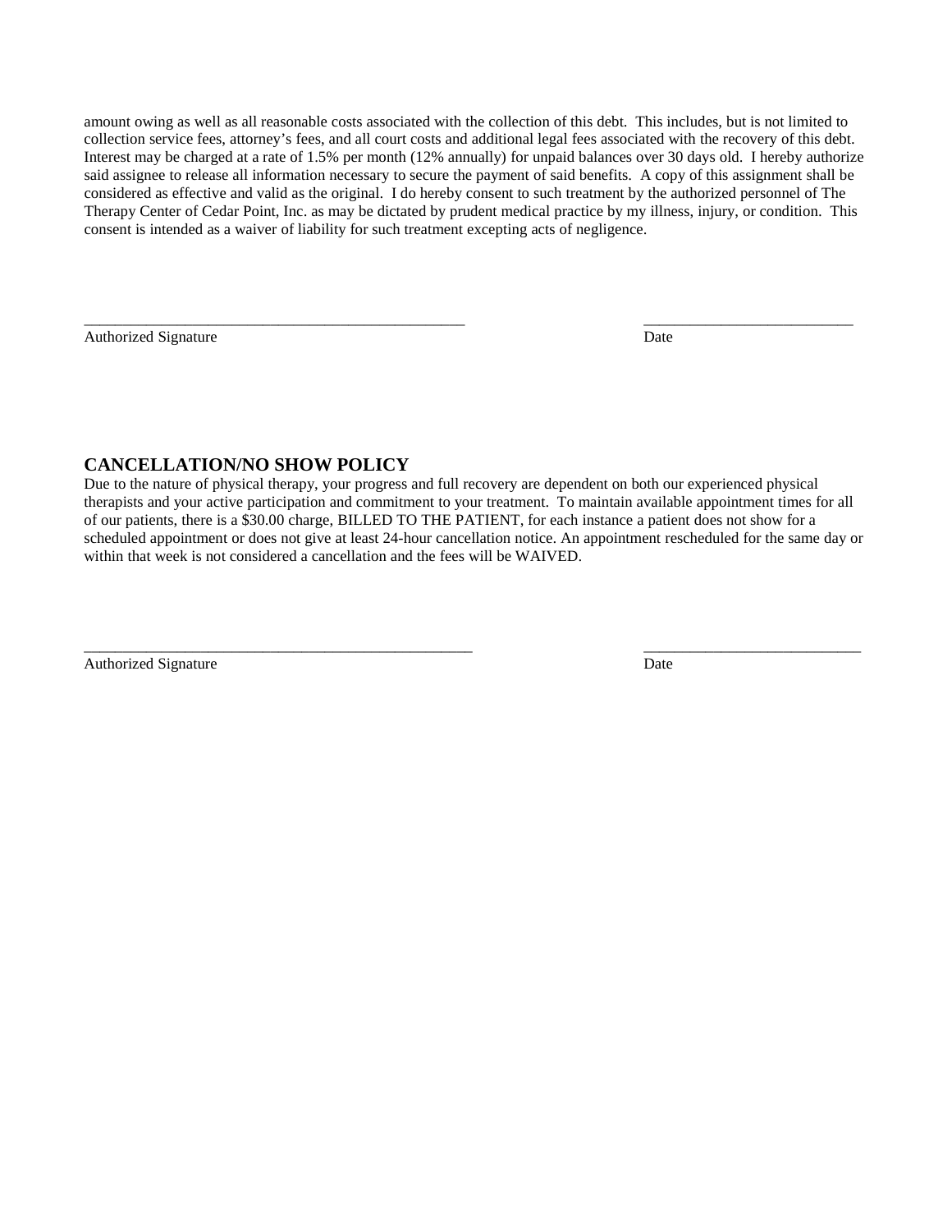amount owing as well as all reasonable costs associated with the collection of this debt. This includes, but is not limited to collection service fees, attorney's fees, and all court costs and additional legal fees associated with the recovery of this debt. Interest may be charged at a rate of 1.5% per month (12% annually) for unpaid balances over 30 days old. I hereby authorize said assignee to release all information necessary to secure the payment of said benefits. A copy of this assignment shall be considered as effective and valid as the original. I do hereby consent to such treatment by the authorized personnel of The Therapy Center of Cedar Point, Inc. as may be dictated by prudent medical practice by my illness, injury, or condition. This consent is intended as a waiver of liability for such treatment excepting acts of negligence.

_________________________________________________ ___________________________

Authorized Signature Date

## CANCELLATION/NO SHOW POLICY

Due to the nature of physical therapy, your progress and full recovery are dependent on both our experienced physical therapists and your active participation and commitment to your treatment. To maintain available appointment times for all of our patients, there is a $30.00 charge, BILLED TO THE PATIENT, for each instance a patient does not show for a scheduled appointment or does not give at least 24-hour cancellation notice. An appointment rescheduled for the same day or within that week is not considered a cancellation and the fees will be WAIVED.

__________________________________________________ ____________________________

Authorized Signature Date